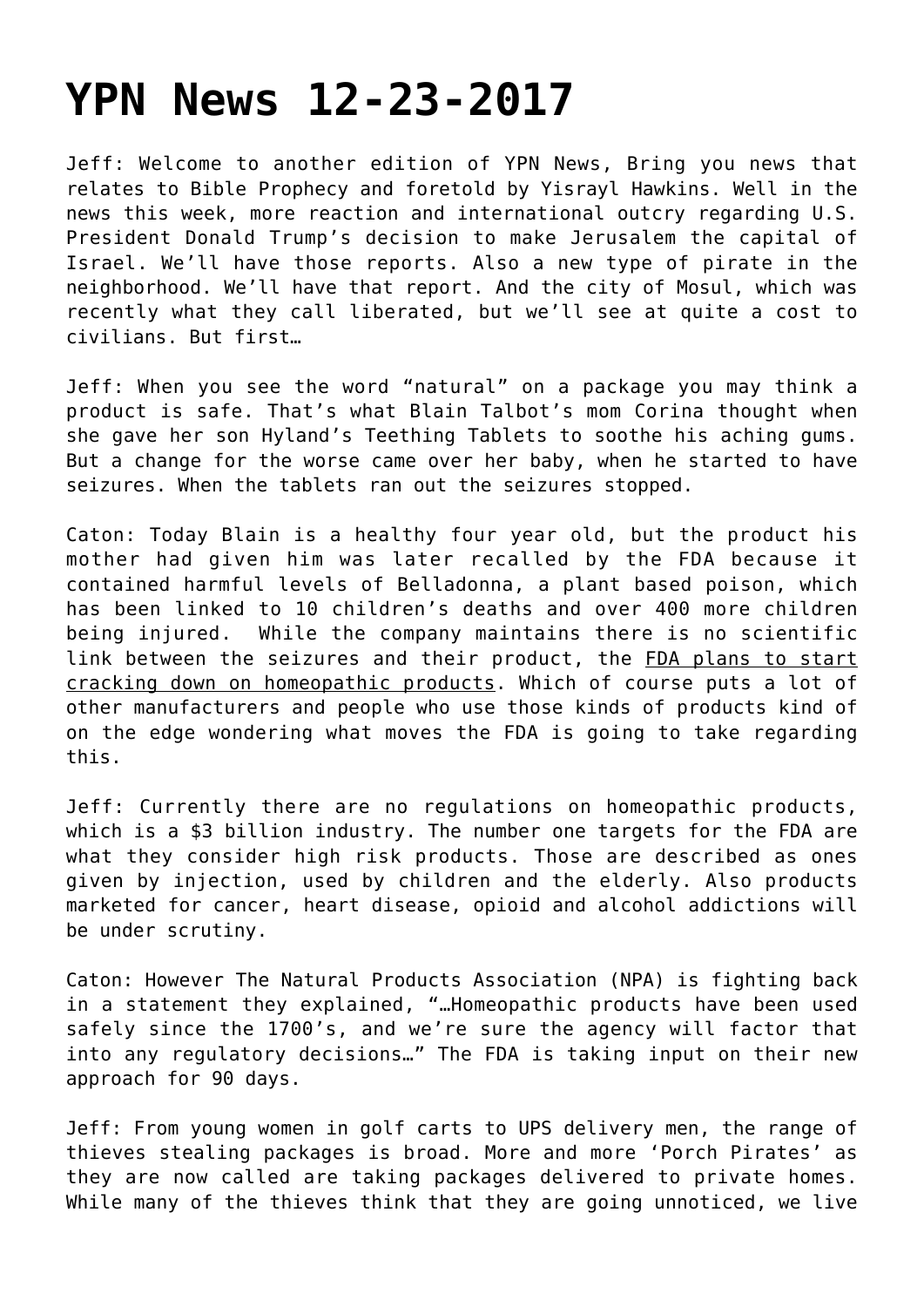# YPN News 12-23-2017

Jeff: Welcome to another edition of YPN News, Bring you news that relates to Bible Prophecy and foretold by Yisrayl Hawkins. Well in the news this week, more reaction and international outcry regarding U.S. President Donald Trump's decision to make Jerusalem the capital of Israel. We'll have those reports. Also a new type of pirate in the neighborhood. We'll have that report. And the city of Mosul, which was recently what they call liberated, but we'll see at quite a cost to civilians. But first…

Jeff: When you see the word "natural" on a package you may think a product is safe. That's what Blain Talbot's mom Corina thought when she gave her son Hyland's Teething Tablets to soothe his aching gums. But a change for the worse came over her baby, when he started to have seizures. When the tablets ran out the seizures stopped.

Caton: Today Blain is a healthy four year old, but the product his mother had given him was later recalled by the FDA because it contained harmful levels of Belladonna, a plant based poison, which has been linked to 10 children's deaths and over 400 more children being injured. While the company maintains there is no scientific link between the seizures and their product, the FDA plans to start cracking down on homeopathic products. Which of course puts a lot of other manufacturers and people who use those kinds of products kind of on the edge wondering what moves the FDA is going to take regarding this.

Jeff: Currently there are no regulations on homeopathic products, which is a $3 billion industry. The number one targets for the FDA are what they consider high risk products. Those are described as ones given by injection, used by children and the elderly. Also products marketed for cancer, heart disease, opioid and alcohol addictions will be under scrutiny.

Caton: However The Natural Products Association (NPA) is fighting back in a statement they explained, "…Homeopathic products have been used safely since the 1700's, and we're sure the agency will factor that into any regulatory decisions…" The FDA is taking input on their new approach for 90 days.

Jeff: From young women in golf carts to UPS delivery men, the range of thieves stealing packages is broad. More and more 'Porch Pirates' as they are now called are taking packages delivered to private homes. While many of the thieves think that they are going unnoticed, we live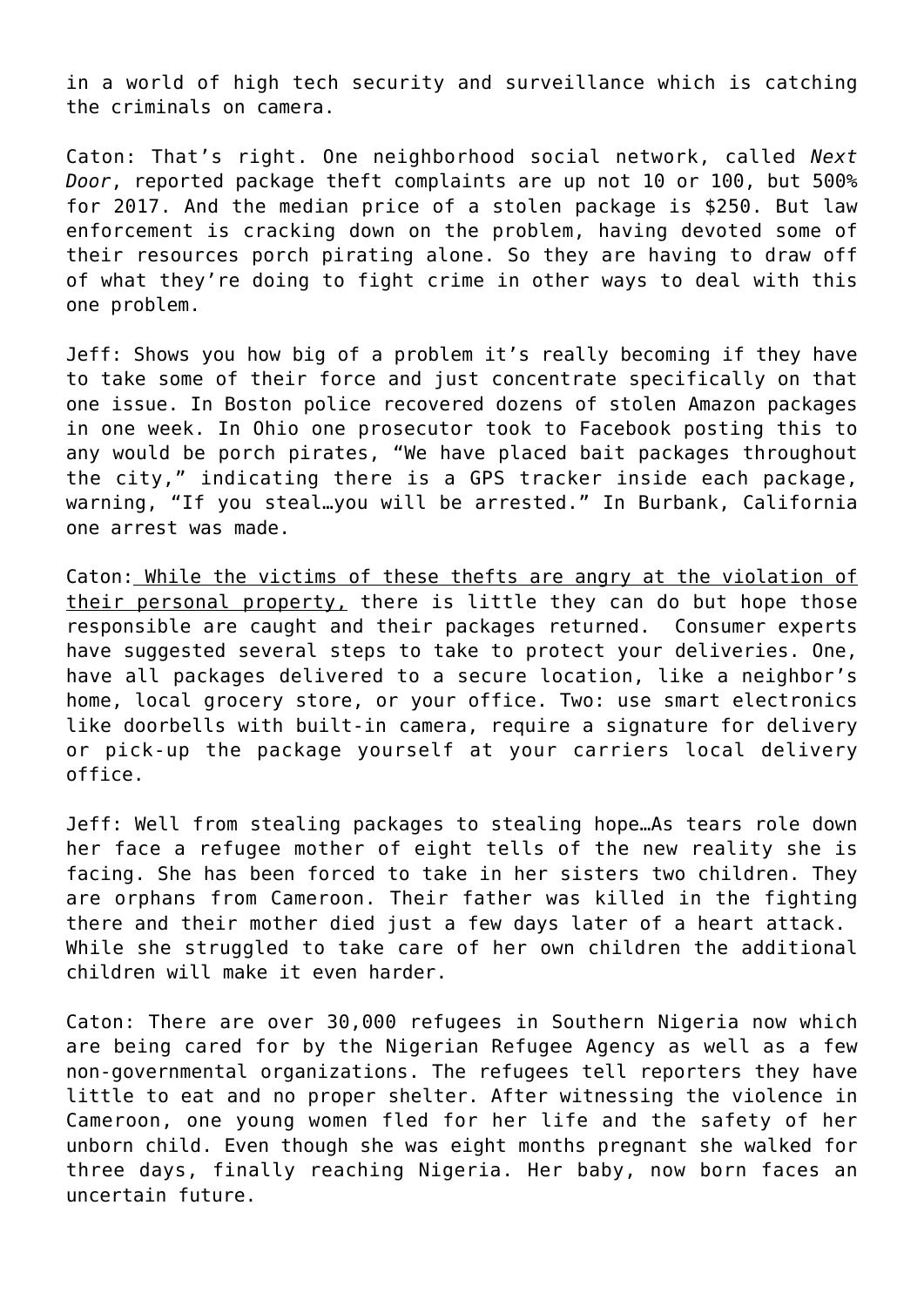in a world of high tech security and surveillance which is catching the criminals on camera.

Caton: That's right. One neighborhood social network, called *Next Door*, reported package theft complaints are up not 10 or 100, but 500% for 2017. And the median price of a stolen package is $250. But law enforcement is cracking down on the problem, having devoted some of their resources porch pirating alone. So they are having to draw off of what they're doing to fight crime in other ways to deal with this one problem.

Jeff: Shows you how big of a problem it's really becoming if they have to take some of their force and just concentrate specifically on that one issue. In Boston police recovered dozens of stolen Amazon packages in one week. In Ohio one prosecutor took to Facebook posting this to any would be porch pirates, "We have placed bait packages throughout the city," indicating there is a GPS tracker inside each package, warning, "If you steal…you will be arrested." In Burbank, California one arrest was made.

Caton: <u>While the victims of these thefts are angry at the violation of their personal property,</u> there is little they can do but hope those responsible are caught and their packages returned. Consumer experts have suggested several steps to take to protect your deliveries. One, have all packages delivered to a secure location, like a neighbor's home, local grocery store, or your office. Two: use smart electronics like doorbells with built-in camera, require a signature for delivery or pick-up the package yourself at your carriers local delivery office.

Jeff: Well from stealing packages to stealing hope…As tears role down her face a refugee mother of eight tells of the new reality she is facing. She has been forced to take in her sisters two children. They are orphans from Cameroon. Their father was killed in the fighting there and their mother died just a few days later of a heart attack. While she struggled to take care of her own children the additional children will make it even harder.

Caton: There are over 30,000 refugees in Southern Nigeria now which are being cared for by the Nigerian Refugee Agency as well as a few non-governmental organizations. The refugees tell reporters they have little to eat and no proper shelter. After witnessing the violence in Cameroon, one young women fled for her life and the safety of her unborn child. Even though she was eight months pregnant she walked for three days, finally reaching Nigeria. Her baby, now born faces an uncertain future.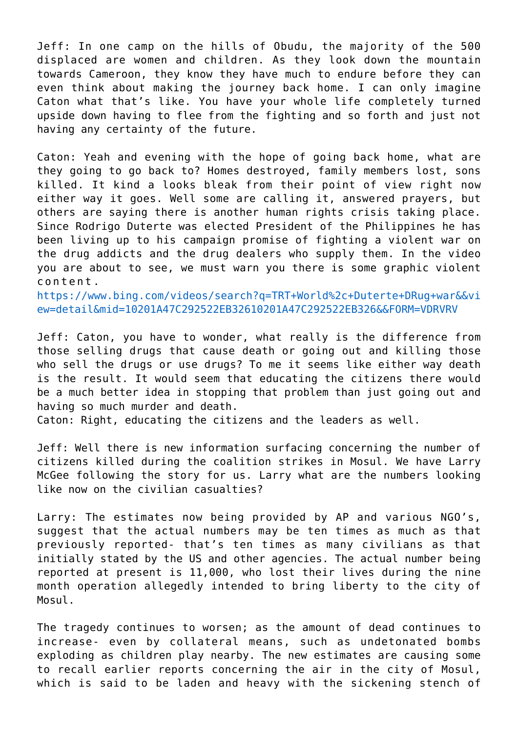Jeff: In one camp on the hills of Obudu, the majority of the 500 displaced are women and children. As they look down the mountain towards Cameroon, they know they have much to endure before they can even think about making the journey back home. I can only imagine Caton what that's like. You have your whole life completely turned upside down having to flee from the fighting and so forth and just not having any certainty of the future.

Caton: Yeah and evening with the hope of going back home, what are they going to go back to? Homes destroyed, family members lost, sons killed. It kind a looks bleak from their point of view right now either way it goes. Well some are calling it, answered prayers, but others are saying there is another human rights crisis taking place. Since Rodrigo Duterte was elected President of the Philippines he has been living up to his campaign promise of fighting a violent war on the drug addicts and the drug dealers who supply them. In the video you are about to see, we must warn you there is some graphic violent content.
https://www.bing.com/videos/search?q=TRT+World%2c+Duterte+DRug+war&&view=detail&mid=10201A47C292522EB32610201A47C292522EB326&&FORM=VDRVRV

Jeff: Caton, you have to wonder, what really is the difference from those selling drugs that cause death or going out and killing those who sell the drugs or use drugs? To me it seems like either way death is the result. It would seem that educating the citizens there would be a much better idea in stopping that problem than just going out and having so much murder and death.
Caton: Right, educating the citizens and the leaders as well.

Jeff: Well there is new information surfacing concerning the number of citizens killed during the coalition strikes in Mosul. We have Larry McGee following the story for us. Larry what are the numbers looking like now on the civilian casualties?

Larry: The estimates now being provided by AP and various NGO's, suggest that the actual numbers may be ten times as much as that previously reported- that's ten times as many civilians as that initially stated by the US and other agencies. The actual number being reported at present is 11,000, who lost their lives during the nine month operation allegedly intended to bring liberty to the city of Mosul.

The tragedy continues to worsen; as the amount of dead continues to increase- even by collateral means, such as undetonated bombs exploding as children play nearby. The new estimates are causing some to recall earlier reports concerning the air in the city of Mosul, which is said to be laden and heavy with the sickening stench of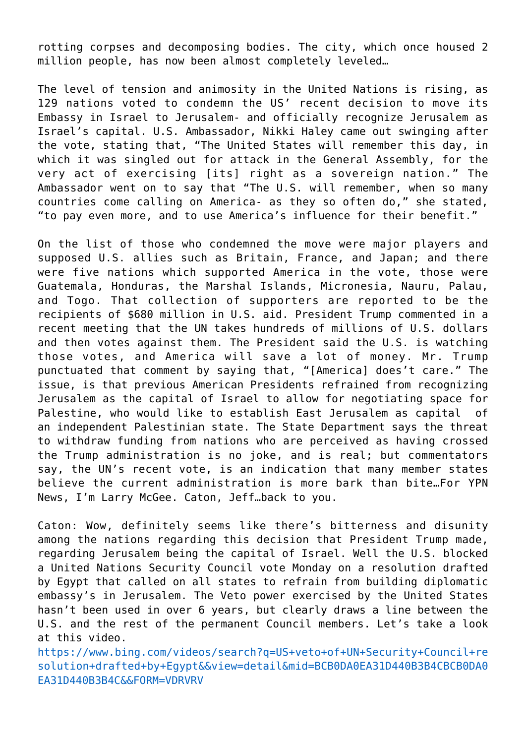rotting corpses and decomposing bodies. The city, which once housed 2 million people, has now been almost completely leveled…

The level of tension and animosity in the United Nations is rising, as 129 nations voted to condemn the US' recent decision to move its Embassy in Israel to Jerusalem- and officially recognize Jerusalem as Israel's capital. U.S. Ambassador, Nikki Haley came out swinging after the vote, stating that, "The United States will remember this day, in which it was singled out for attack in the General Assembly, for the very act of exercising [its] right as a sovereign nation." The Ambassador went on to say that "The U.S. will remember, when so many countries come calling on America- as they so often do," she stated, "to pay even more, and to use America's influence for their benefit."

On the list of those who condemned the move were major players and supposed U.S. allies such as Britain, France, and Japan; and there were five nations which supported America in the vote, those were Guatemala, Honduras, the Marshal Islands, Micronesia, Nauru, Palau, and Togo. That collection of supporters are reported to be the recipients of $680 million in U.S. aid. President Trump commented in a recent meeting that the UN takes hundreds of millions of U.S. dollars and then votes against them. The President said the U.S. is watching those votes, and America will save a lot of money. Mr. Trump punctuated that comment by saying that, "[America] does't care." The issue, is that previous American Presidents refrained from recognizing Jerusalem as the capital of Israel to allow for negotiating space for Palestine, who would like to establish East Jerusalem as capital of an independent Palestinian state. The State Department says the threat to withdraw funding from nations who are perceived as having crossed the Trump administration is no joke, and is real; but commentators say, the UN's recent vote, is an indication that many member states believe the current administration is more bark than bite…For YPN News, I'm Larry McGee. Caton, Jeff…back to you.

Caton: Wow, definitely seems like there's bitterness and disunity among the nations regarding this decision that President Trump made, regarding Jerusalem being the capital of Israel. Well the U.S. blocked a United Nations Security Council vote Monday on a resolution drafted by Egypt that called on all states to refrain from building diplomatic embassy's in Jerusalem. The Veto power exercised by the United States hasn't been used in over 6 years, but clearly draws a line between the U.S. and the rest of the permanent Council members. Let's take a look at this video.
https://www.bing.com/videos/search?q=US+veto+of+UN+Security+Council+resolution+drafted+by+Egypt&&view=detail&mid=BCB0DA0EA31D440B3B4CBCB0DA0EA31D440B3B4C&&FORM=VDRVRV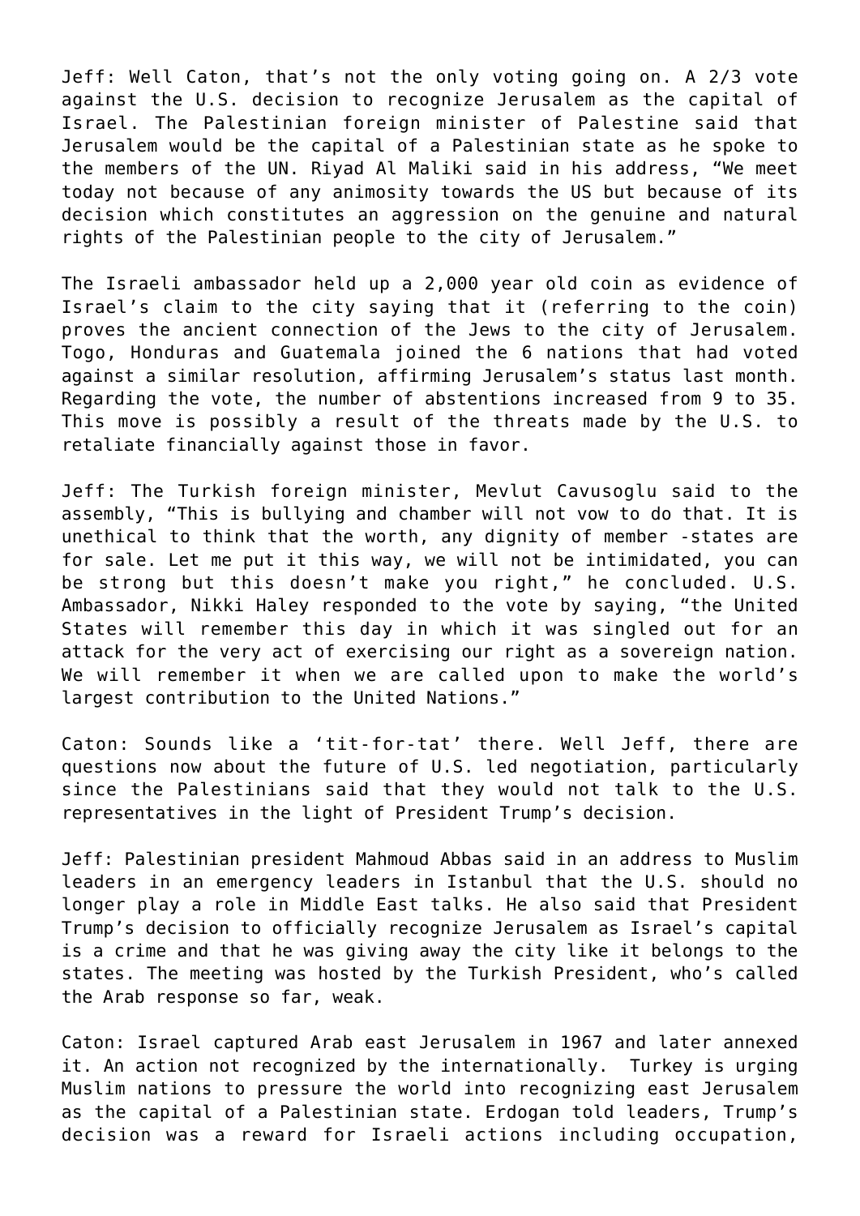Jeff: Well Caton, that's not the only voting going on. A 2/3 vote against the U.S. decision to recognize Jerusalem as the capital of Israel. The Palestinian foreign minister of Palestine said that Jerusalem would be the capital of a Palestinian state as he spoke to the members of the UN. Riyad Al Maliki said in his address, "We meet today not because of any animosity towards the US but because of its decision which constitutes an aggression on the genuine and natural rights of the Palestinian people to the city of Jerusalem."

The Israeli ambassador held up a 2,000 year old coin as evidence of Israel's claim to the city saying that it (referring to the coin) proves the ancient connection of the Jews to the city of Jerusalem. Togo, Honduras and Guatemala joined the 6 nations that had voted against a similar resolution, affirming Jerusalem's status last month. Regarding the vote, the number of abstentions increased from 9 to 35. This move is possibly a result of the threats made by the U.S. to retaliate financially against those in favor.

Jeff: The Turkish foreign minister, Mevlut Cavusoglu said to the assembly, "This is bullying and chamber will not vow to do that. It is unethical to think that the worth, any dignity of member -states are for sale. Let me put it this way, we will not be intimidated, you can be strong but this doesn't make you right," he concluded. U.S. Ambassador, Nikki Haley responded to the vote by saying, "the United States will remember this day in which it was singled out for an attack for the very act of exercising our right as a sovereign nation. We will remember it when we are called upon to make the world's largest contribution to the United Nations."

Caton: Sounds like a 'tit-for-tat' there. Well Jeff, there are questions now about the future of U.S. led negotiation, particularly since the Palestinians said that they would not talk to the U.S. representatives in the light of President Trump's decision.

Jeff: Palestinian president Mahmoud Abbas said in an address to Muslim leaders in an emergency leaders in Istanbul that the U.S. should no longer play a role in Middle East talks. He also said that President Trump's decision to officially recognize Jerusalem as Israel's capital is a crime and that he was giving away the city like it belongs to the states. The meeting was hosted by the Turkish President, who's called the Arab response so far, weak.

Caton: Israel captured Arab east Jerusalem in 1967 and later annexed it. An action not recognized by the internationally. Turkey is urging Muslim nations to pressure the world into recognizing east Jerusalem as the capital of a Palestinian state. Erdogan told leaders, Trump's decision was a reward for Israeli actions including occupation,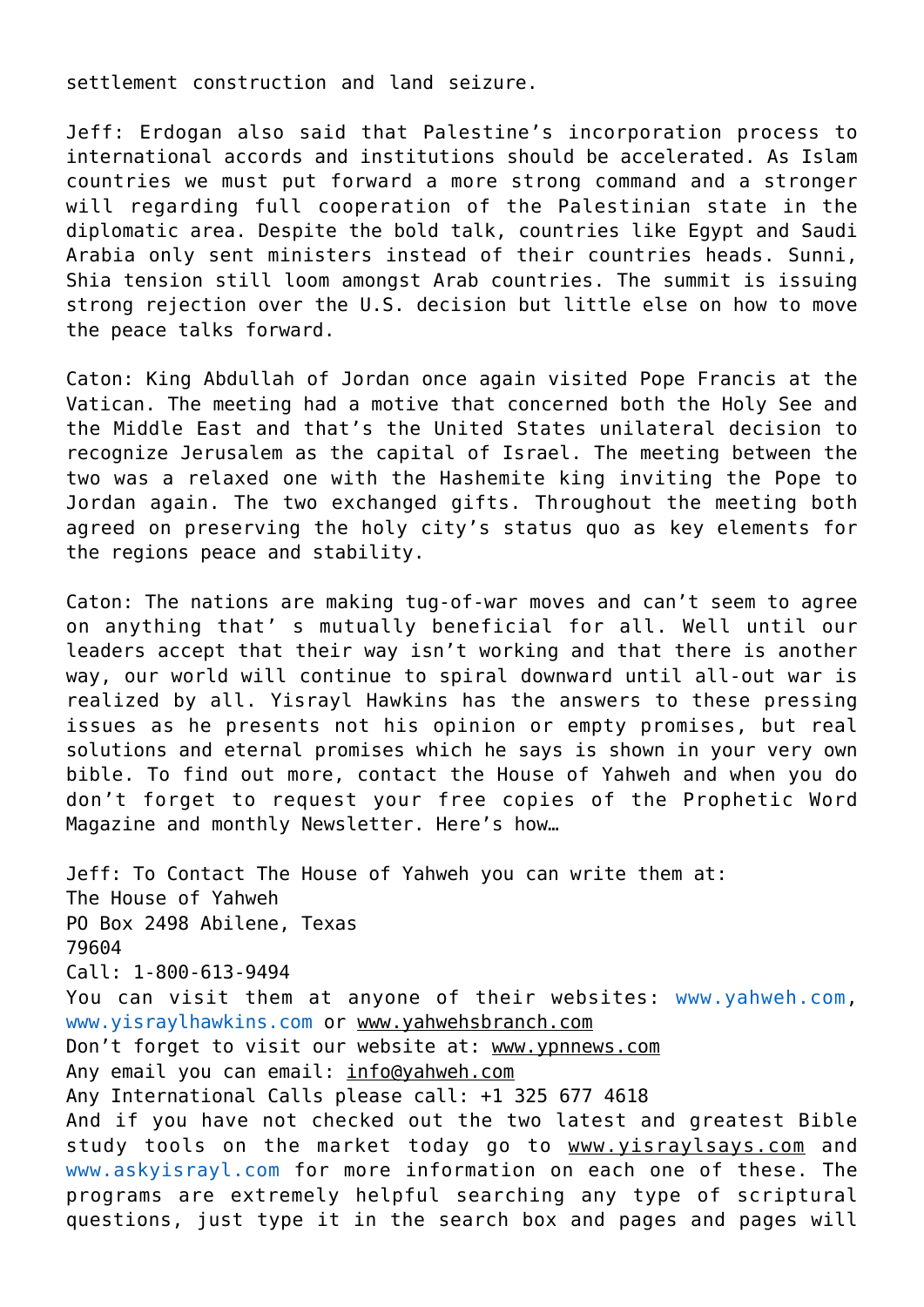settlement construction and land seizure.

Jeff: Erdogan also said that Palestine's incorporation process to international accords and institutions should be accelerated. As Islam countries we must put forward a more strong command and a stronger will regarding full cooperation of the Palestinian state in the diplomatic area. Despite the bold talk, countries like Egypt and Saudi Arabia only sent ministers instead of their countries heads. Sunni, Shia tension still loom amongst Arab countries. The summit is issuing strong rejection over the U.S. decision but little else on how to move the peace talks forward.

Caton: King Abdullah of Jordan once again visited Pope Francis at the Vatican. The meeting had a motive that concerned both the Holy See and the Middle East and that's the United States unilateral decision to recognize Jerusalem as the capital of Israel. The meeting between the two was a relaxed one with the Hashemite king inviting the Pope to Jordan again. The two exchanged gifts. Throughout the meeting both agreed on preserving the holy city's status quo as key elements for the regions peace and stability.

Caton: The nations are making tug-of-war moves and can't seem to agree on anything that' s mutually beneficial for all. Well until our leaders accept that their way isn't working and that there is another way, our world will continue to spiral downward until all-out war is realized by all. Yisrayl Hawkins has the answers to these pressing issues as he presents not his opinion or empty promises, but real solutions and eternal promises which he says is shown in your very own bible. To find out more, contact the House of Yahweh and when you do don't forget to request your free copies of the Prophetic Word Magazine and monthly Newsletter. Here's how…

Jeff: To Contact The House of Yahweh you can write them at:
The House of Yahweh
PO Box 2498 Abilene, Texas
79604
Call: 1-800-613-9494
You can visit them at anyone of their websites: www.yahweh.com, www.yisraylhawkins.com or www.yahwehsbranch.com
Don't forget to visit our website at: www.ypnnews.com
Any email you can email: info@yahweh.com
Any International Calls please call: +1 325 677 4618
And if you have not checked out the two latest and greatest Bible study tools on the market today go to www.yisraylsays.com and www.askyisrayl.com for more information on each one of these. The programs are extremely helpful searching any type of scriptural questions, just type it in the search box and pages and pages will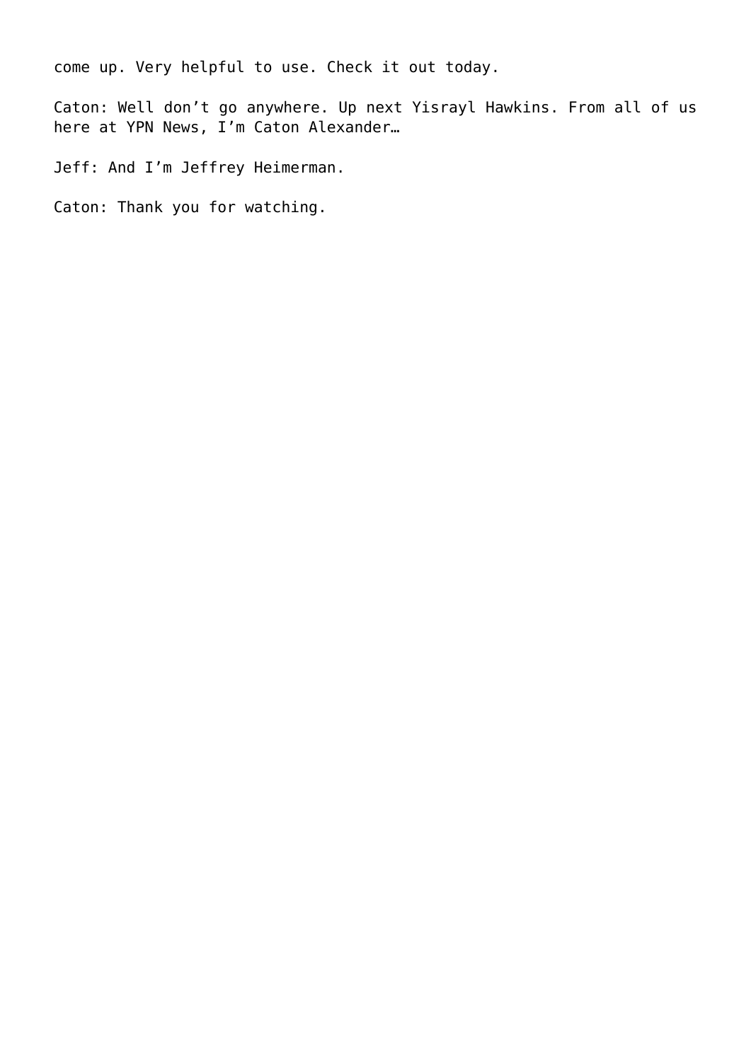come up. Very helpful to use. Check it out today.

Caton: Well don't go anywhere. Up next Yisrayl Hawkins. From all of us here at YPN News, I'm Caton Alexander…

Jeff: And I'm Jeffrey Heimerman.

Caton: Thank you for watching.